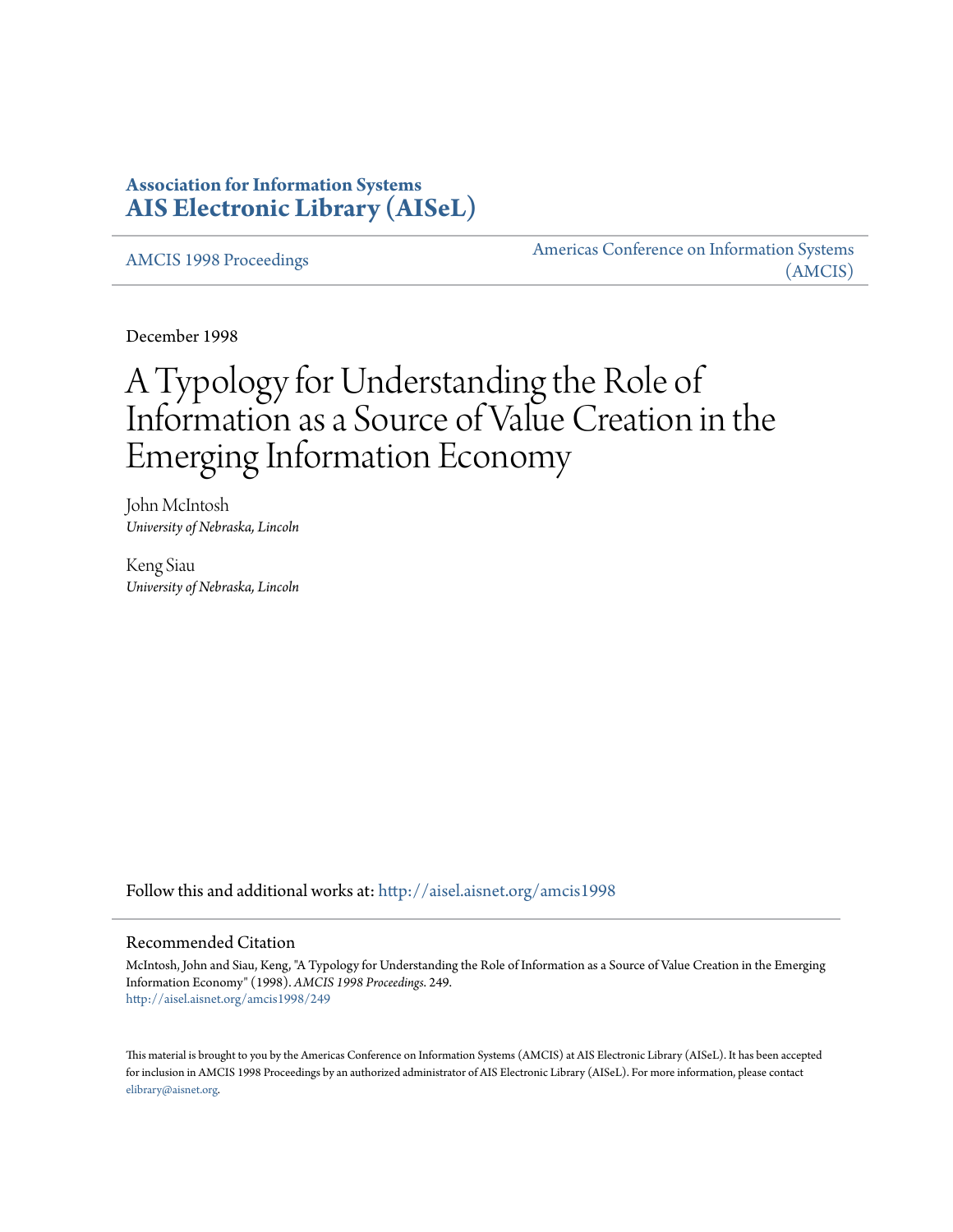**Association for Information Systems**
**AIS Electronic Library (AISeL)**

AMCIS 1998 Proceedings

Americas Conference on Information Systems (AMCIS)

December 1998

# A Typology for Understanding the Role of Information as a Source of Value Creation in the Emerging Information Economy

John McIntosh
*University of Nebraska, Lincoln*

Keng Siau
*University of Nebraska, Lincoln*

Follow this and additional works at: http://aisel.aisnet.org/amcis1998

## Recommended Citation

McIntosh, John and Siau, Keng, "A Typology for Understanding the Role of Information as a Source of Value Creation in the Emerging Information Economy" (1998). *AMCIS 1998 Proceedings*. 249.
http://aisel.aisnet.org/amcis1998/249

This material is brought to you by the Americas Conference on Information Systems (AMCIS) at AIS Electronic Library (AISeL). It has been accepted for inclusion in AMCIS 1998 Proceedings by an authorized administrator of AIS Electronic Library (AISeL). For more information, please contact elibrary@aisnet.org.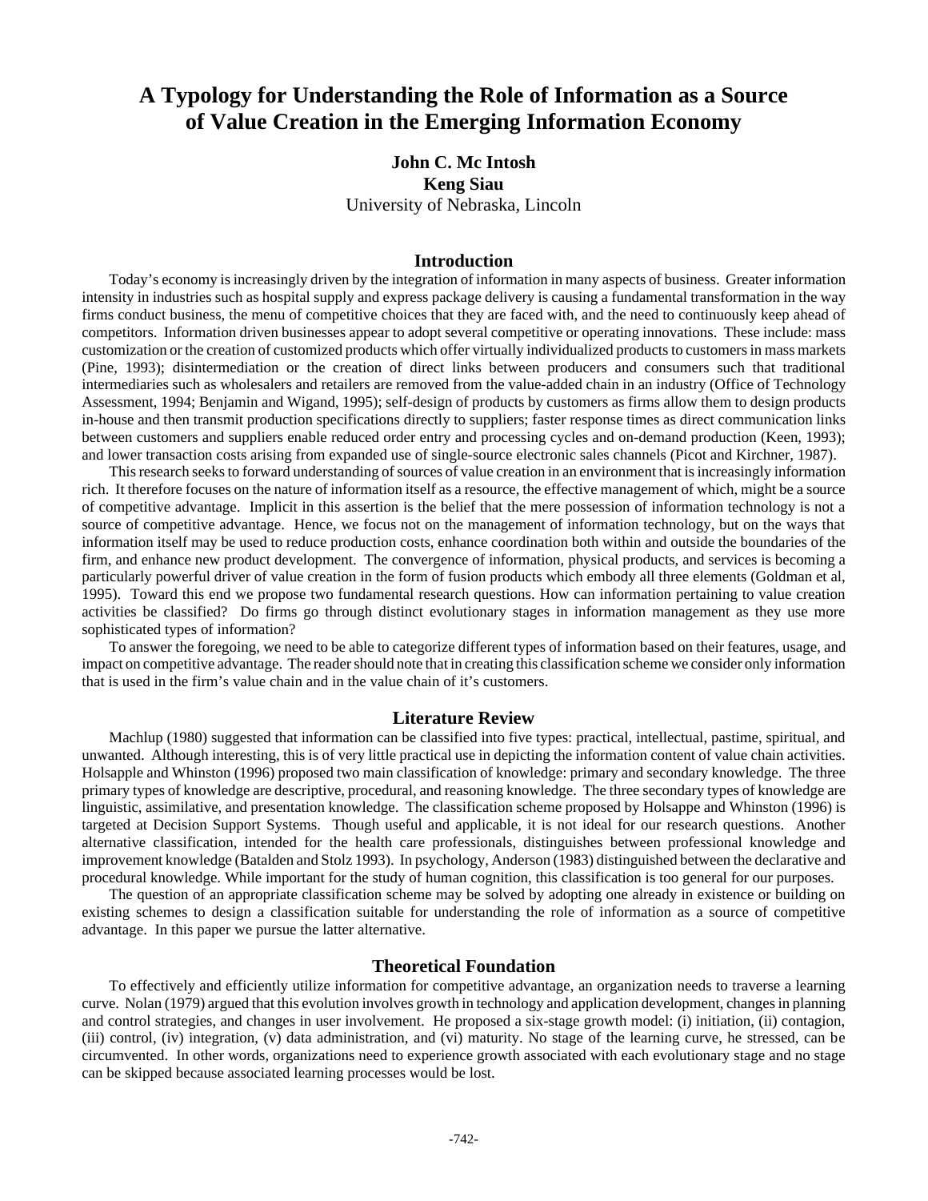# A Typology for Understanding the Role of Information as a Source of Value Creation in the Emerging Information Economy

**John C. Mc Intosh**
**Keng Siau**
University of Nebraska, Lincoln

## Introduction

Today's economy is increasingly driven by the integration of information in many aspects of business. Greater information intensity in industries such as hospital supply and express package delivery is causing a fundamental transformation in the way firms conduct business, the menu of competitive choices that they are faced with, and the need to continuously keep ahead of competitors. Information driven businesses appear to adopt several competitive or operating innovations. These include: mass customization or the creation of customized products which offer virtually individualized products to customers in mass markets (Pine, 1993); disintermediation or the creation of direct links between producers and consumers such that traditional intermediaries such as wholesalers and retailers are removed from the value-added chain in an industry (Office of Technology Assessment, 1994; Benjamin and Wigand, 1995); self-design of products by customers as firms allow them to design products in-house and then transmit production specifications directly to suppliers; faster response times as direct communication links between customers and suppliers enable reduced order entry and processing cycles and on-demand production (Keen, 1993); and lower transaction costs arising from expanded use of single-source electronic sales channels (Picot and Kirchner, 1987).

This research seeks to forward understanding of sources of value creation in an environment that is increasingly information rich. It therefore focuses on the nature of information itself as a resource, the effective management of which, might be a source of competitive advantage. Implicit in this assertion is the belief that the mere possession of information technology is not a source of competitive advantage. Hence, we focus not on the management of information technology, but on the ways that information itself may be used to reduce production costs, enhance coordination both within and outside the boundaries of the firm, and enhance new product development. The convergence of information, physical products, and services is becoming a particularly powerful driver of value creation in the form of fusion products which embody all three elements (Goldman et al, 1995). Toward this end we propose two fundamental research questions. How can information pertaining to value creation activities be classified? Do firms go through distinct evolutionary stages in information management as they use more sophisticated types of information?

To answer the foregoing, we need to be able to categorize different types of information based on their features, usage, and impact on competitive advantage. The reader should note that in creating this classification scheme we consider only information that is used in the firm's value chain and in the value chain of it's customers.

## Literature Review

Machlup (1980) suggested that information can be classified into five types: practical, intellectual, pastime, spiritual, and unwanted. Although interesting, this is of very little practical use in depicting the information content of value chain activities. Holsapple and Whinston (1996) proposed two main classification of knowledge: primary and secondary knowledge. The three primary types of knowledge are descriptive, procedural, and reasoning knowledge. The three secondary types of knowledge are linguistic, assimilative, and presentation knowledge. The classification scheme proposed by Holsappe and Whinston (1996) is targeted at Decision Support Systems. Though useful and applicable, it is not ideal for our research questions. Another alternative classification, intended for the health care professionals, distinguishes between professional knowledge and improvement knowledge (Batalden and Stolz 1993). In psychology, Anderson (1983) distinguished between the declarative and procedural knowledge. While important for the study of human cognition, this classification is too general for our purposes.

The question of an appropriate classification scheme may be solved by adopting one already in existence or building on existing schemes to design a classification suitable for understanding the role of information as a source of competitive advantage. In this paper we pursue the latter alternative.

## Theoretical Foundation

To effectively and efficiently utilize information for competitive advantage, an organization needs to traverse a learning curve. Nolan (1979) argued that this evolution involves growth in technology and application development, changes in planning and control strategies, and changes in user involvement. He proposed a six-stage growth model: (i) initiation, (ii) contagion, (iii) control, (iv) integration, (v) data administration, and (vi) maturity. No stage of the learning curve, he stressed, can be circumvented. In other words, organizations need to experience growth associated with each evolutionary stage and no stage can be skipped because associated learning processes would be lost.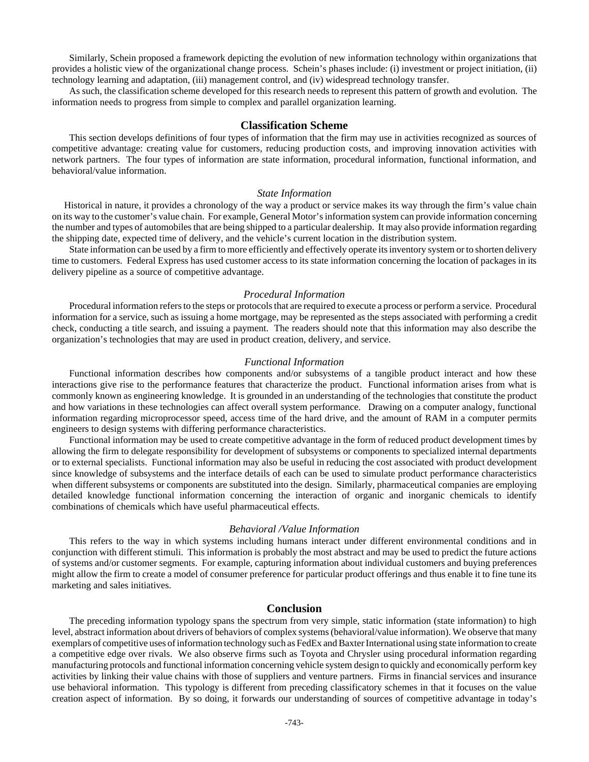Similarly, Schein proposed a framework depicting the evolution of new information technology within organizations that provides a holistic view of the organizational change process. Schein's phases include: (i) investment or project initiation, (ii) technology learning and adaptation, (iii) management control, and (iv) widespread technology transfer.

As such, the classification scheme developed for this research needs to represent this pattern of growth and evolution. The information needs to progress from simple to complex and parallel organization learning.

## Classification Scheme

This section develops definitions of four types of information that the firm may use in activities recognized as sources of competitive advantage: creating value for customers, reducing production costs, and improving innovation activities with network partners. The four types of information are state information, procedural information, functional information, and behavioral/value information.

### *State Information*

Historical in nature, it provides a chronology of the way a product or service makes its way through the firm's value chain on its way to the customer's value chain. For example, General Motor's information system can provide information concerning the number and types of automobiles that are being shipped to a particular dealership. It may also provide information regarding the shipping date, expected time of delivery, and the vehicle's current location in the distribution system.

State information can be used by a firm to more efficiently and effectively operate its inventory system or to shorten delivery time to customers. Federal Express has used customer access to its state information concerning the location of packages in its delivery pipeline as a source of competitive advantage.

### *Procedural Information*

Procedural information refers to the steps or protocols that are required to execute a process or perform a service. Procedural information for a service, such as issuing a home mortgage, may be represented as the steps associated with performing a credit check, conducting a title search, and issuing a payment. The readers should note that this information may also describe the organization's technologies that may are used in product creation, delivery, and service.

### *Functional Information*

Functional information describes how components and/or subsystems of a tangible product interact and how these interactions give rise to the performance features that characterize the product. Functional information arises from what is commonly known as engineering knowledge. It is grounded in an understanding of the technologies that constitute the product and how variations in these technologies can affect overall system performance. Drawing on a computer analogy, functional information regarding microprocessor speed, access time of the hard drive, and the amount of RAM in a computer permits engineers to design systems with differing performance characteristics.

Functional information may be used to create competitive advantage in the form of reduced product development times by allowing the firm to delegate responsibility for development of subsystems or components to specialized internal departments or to external specialists. Functional information may also be useful in reducing the cost associated with product development since knowledge of subsystems and the interface details of each can be used to simulate product performance characteristics when different subsystems or components are substituted into the design. Similarly, pharmaceutical companies are employing detailed knowledge functional information concerning the interaction of organic and inorganic chemicals to identify combinations of chemicals which have useful pharmaceutical effects.

### *Behavioral /Value Information*

This refers to the way in which systems including humans interact under different environmental conditions and in conjunction with different stimuli. This information is probably the most abstract and may be used to predict the future actions of systems and/or customer segments. For example, capturing information about individual customers and buying preferences might allow the firm to create a model of consumer preference for particular product offerings and thus enable it to fine tune its marketing and sales initiatives.

## Conclusion

The preceding information typology spans the spectrum from very simple, static information (state information) to high level, abstract information about drivers of behaviors of complex systems (behavioral/value information). We observe that many exemplars of competitive uses of information technology such as FedEx and Baxter International using state information to create a competitive edge over rivals. We also observe firms such as Toyota and Chrysler using procedural information regarding manufacturing protocols and functional information concerning vehicle system design to quickly and economically perform key activities by linking their value chains with those of suppliers and venture partners. Firms in financial services and insurance use behavioral information. This typology is different from preceding classificatory schemes in that it focuses on the value creation aspect of information. By so doing, it forwards our understanding of sources of competitive advantage in today's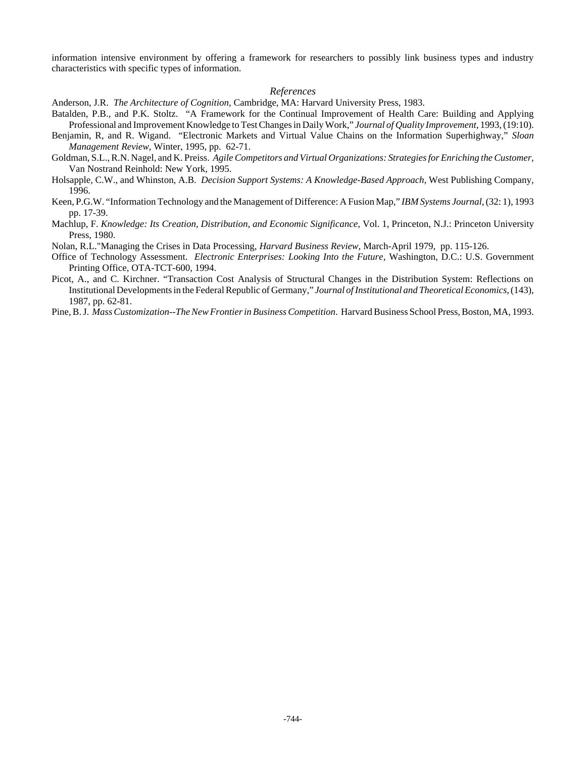information intensive environment by offering a framework for researchers to possibly link business types and industry characteristics with specific types of information.

## *References*

Anderson, J.R. *The Architecture of Cognition*, Cambridge, MA: Harvard University Press, 1983.

Batalden, P.B., and P.K. Stoltz. "A Framework for the Continual Improvement of Health Care: Building and Applying Professional and Improvement Knowledge to Test Changes in Daily Work," *Journal of Quality Improvement*, 1993, (19:10).

Benjamin, R, and R. Wigand. "Electronic Markets and Virtual Value Chains on the Information Superhighway," *Sloan Management Review*, Winter, 1995, pp. 62-71.

Goldman, S.L., R.N. Nagel, and K. Preiss. *Agile Competitors and Virtual Organizations: Strategies for Enriching the Customer*, Van Nostrand Reinhold: New York, 1995.

Holsapple, C.W., and Whinston, A.B. *Decision Support Systems: A Knowledge-Based Approach*, West Publishing Company, 1996.

Keen, P.G.W. "Information Technology and the Management of Difference: A Fusion Map," *IBM Systems Journal*, (32: 1), 1993 pp. 17-39.

Machlup, F. *Knowledge: Its Creation, Distribution, and Economic Significance*, Vol. 1, Princeton, N.J.: Princeton University Press, 1980.

Nolan, R.L."Managing the Crises in Data Processing, *Harvard Business Review*, March-April 1979, pp. 115-126.

Office of Technology Assessment. *Electronic Enterprises: Looking Into the Future*, Washington, D.C.: U.S. Government Printing Office, OTA-TCT-600, 1994.

Picot, A., and C. Kirchner. "Transaction Cost Analysis of Structural Changes in the Distribution System: Reflections on Institutional Developments in the Federal Republic of Germany," *Journal of Institutional and Theoretical Economics*, (143), 1987, pp. 62-81.

Pine, B. J. *Mass Customization--The New Frontier in Business Competition*. Harvard Business School Press, Boston, MA, 1993.